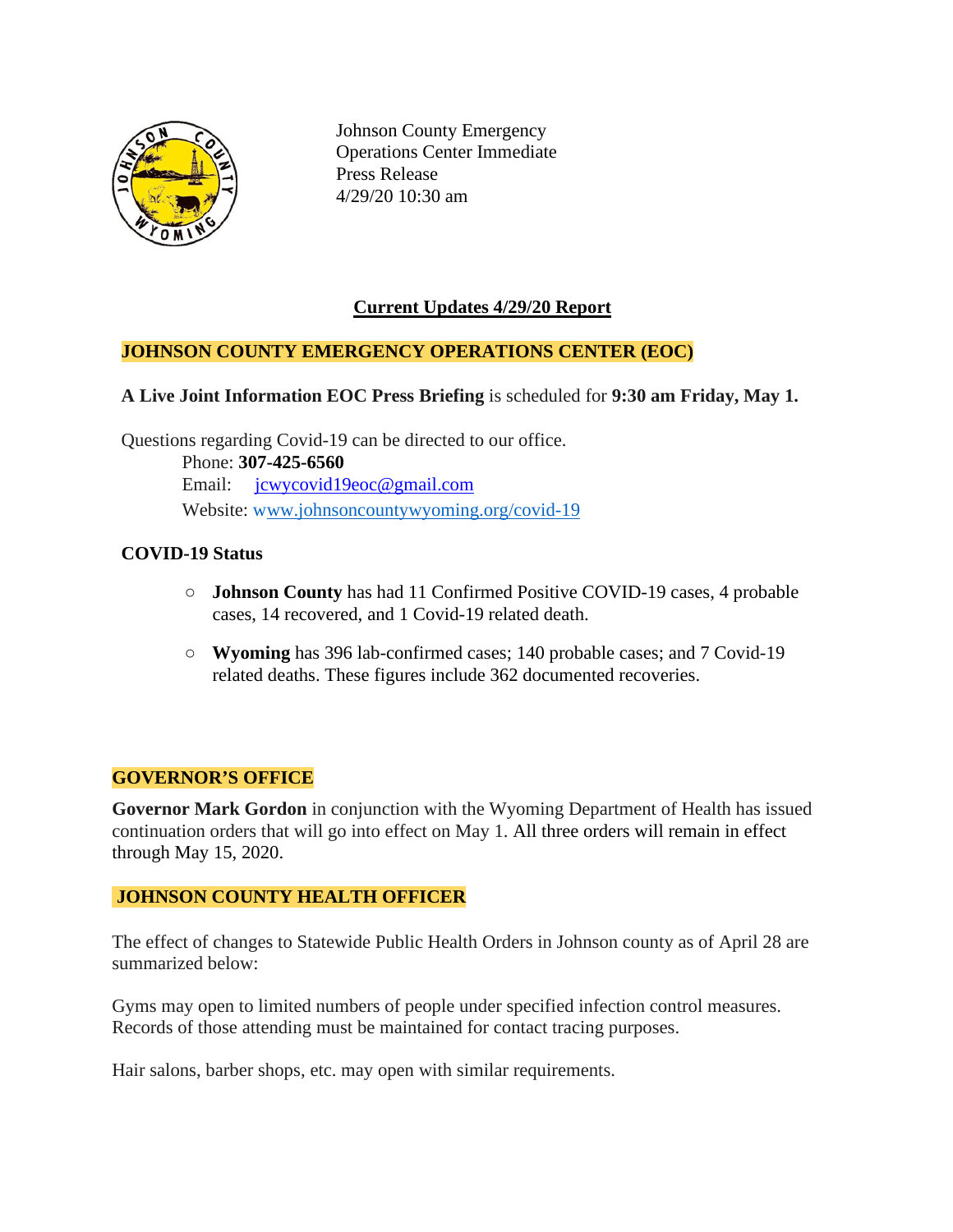Johnson County Emergency Operations Center Immediate Press Release
4/29/20 10:30 am

## Current Updates 4/29/20 Report

### JOHNSON COUNTY EMERGENCY OPERATIONS CENTER (EOC)

**A Live Joint Information EOC Press Briefing** is scheduled for **9:30 am Friday, May 1.**

Questions regarding Covid-19 can be directed to our office.

Phone: **307-425-6560**
Email: jcwycovid19eoc@gmail.com
Website: www.johnsoncountywyoming.org/covid-19

### COVID-19 Status

- **Johnson County** has had 11 Confirmed Positive COVID-19 cases, 4 probable cases, 14 recovered, and 1 Covid-19 related death.
- **Wyoming** has 396 lab-confirmed cases; 140 probable cases; and 7 Covid-19 related deaths. These figures include 362 documented recoveries.

### GOVERNOR'S OFFICE

**Governor Mark Gordon** in conjunction with the Wyoming Department of Health has issued continuation orders that will go into effect on May 1. All three orders will remain in effect through May 15, 2020.

### JOHNSON COUNTY HEALTH OFFICER

The effect of changes to Statewide Public Health Orders in Johnson county as of April 28 are summarized below:

Gyms may open to limited numbers of people under specified infection control measures. Records of those attending must be maintained for contact tracing purposes.

Hair salons, barber shops, etc. may open with similar requirements.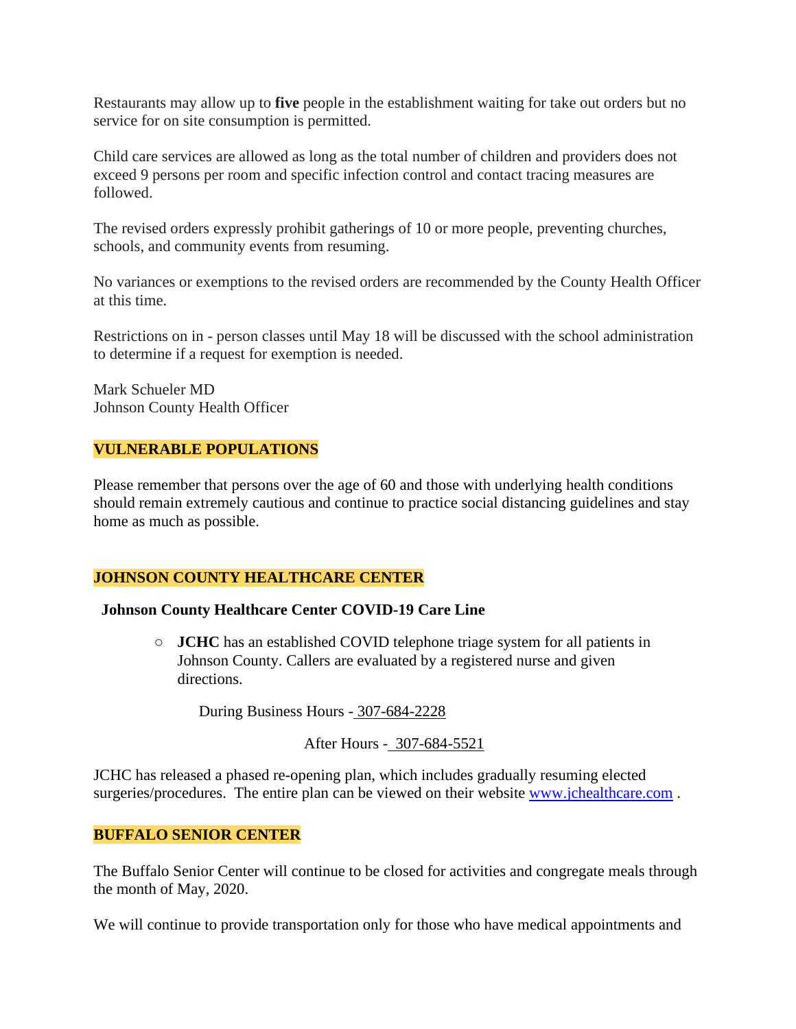Restaurants may allow up to **five** people in the establishment waiting for take out orders but no service for on site consumption is permitted.

Child care services are allowed as long as the total number of children and providers does not exceed 9 persons per room and specific infection control and contact tracing measures are followed.

The revised orders expressly prohibit gatherings of 10 or more people, preventing churches, schools, and community events from resuming.

No variances or exemptions to the revised orders are recommended by the County Health Officer at this time.

Restrictions on in - person classes until May 18 will be discussed with the school administration to determine if a request for exemption is needed.

Mark Schueler MD
Johnson County Health Officer

## VULNERABLE POPULATIONS

Please remember that persons over the age of 60 and those with underlying health conditions should remain extremely cautious and continue to practice social distancing guidelines and stay home as much as possible.

## JOHNSON COUNTY HEALTHCARE CENTER

**Johnson County Healthcare Center COVID-19 Care Line**

- **JCHC** has an established COVID telephone triage system for all patients in Johnson County. Callers are evaluated by a registered nurse and given directions.

During Business Hours - 307-684-2228

After Hours - 307-684-5521

JCHC has released a phased re-opening plan, which includes gradually resuming elected surgeries/procedures. The entire plan can be viewed on their website [www.jchealthcare.com](http://www.jchealthcare.com) .

## BUFFALO SENIOR CENTER

The Buffalo Senior Center will continue to be closed for activities and congregate meals through the month of May, 2020.

We will continue to provide transportation only for those who have medical appointments and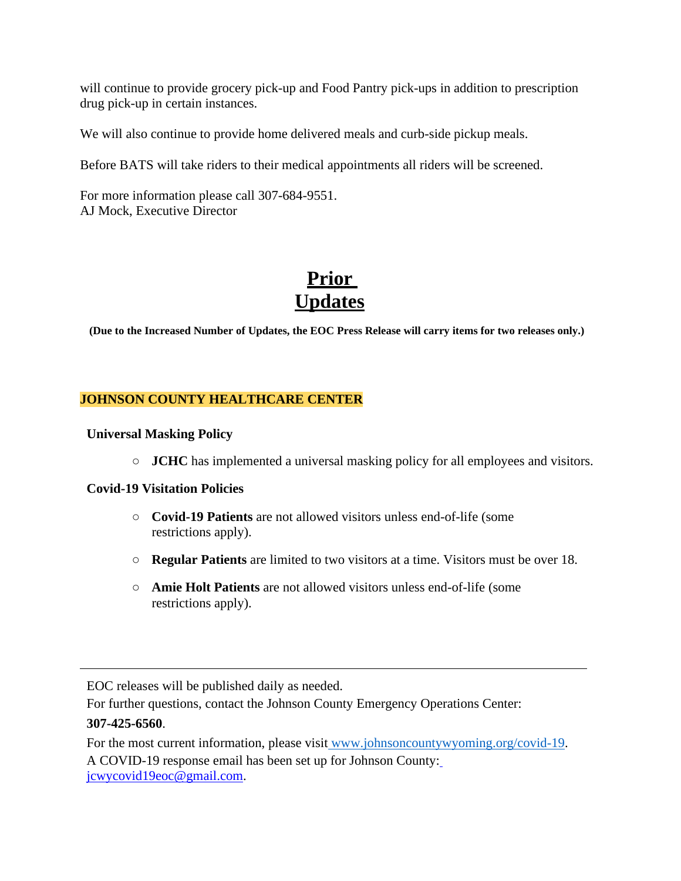will continue to provide grocery pick-up and Food Pantry pick-ups in addition to prescription drug pick-up in certain instances.

We will also continue to provide home delivered meals and curb-side pickup meals.

Before BATS will take riders to their medical appointments all riders will be screened.

For more information please call 307-684-9551.
AJ Mock, Executive Director

# Prior Updates

**(Due to the Increased Number of Updates, the EOC Press Release will carry items for two releases only.)**

## JOHNSON COUNTY HEALTHCARE CENTER

**Universal Masking Policy**

- **JCHC** has implemented a universal masking policy for all employees and visitors.

**Covid-19 Visitation Policies**

- **Covid-19 Patients** are not allowed visitors unless end-of-life (some restrictions apply).
- **Regular Patients** are limited to two visitors at a time. Visitors must be over 18.
- **Amie Holt Patients** are not allowed visitors unless end-of-life (some restrictions apply).

---

EOC releases will be published daily as needed.

For further questions, contact the Johnson County Emergency Operations Center:

**307-425-6560**.

For the most current information, please visit www.johnsoncountywyoming.org/covid-19.

A COVID-19 response email has been set up for Johnson County: jcwycovid19eoc@gmail.com.